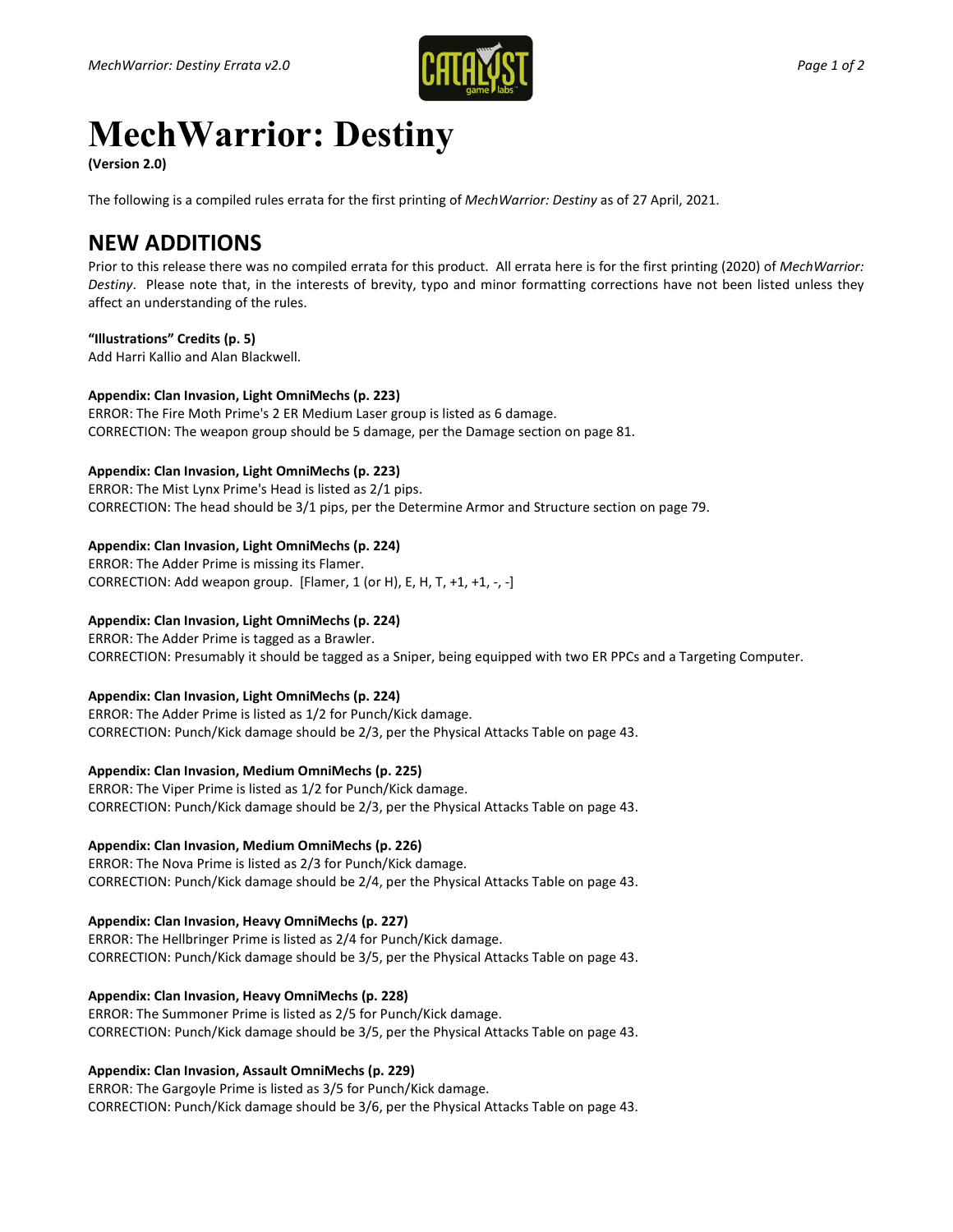# MechWarrior: Destiny

**(Version 2.0)**

The following is a compiled rules errata for the first printing of *MechWarrior: Destiny* as of 27 April, 2021.

## NEW ADDITIONS

Prior to this release there was no compiled errata for this product. All errata here is for the first printing (2020) of *MechWarrior: Destiny*. Please note that, in the interests of brevity, typo and minor formatting corrections have not been listed unless they affect an understanding of the rules.

**"Illustrations" Credits (p. 5)**
Add Harri Kallio and Alan Blackwell.

**Appendix: Clan Invasion, Light OmniMechs (p. 223)**
ERROR: The Fire Moth Prime's 2 ER Medium Laser group is listed as 6 damage.
CORRECTION: The weapon group should be 5 damage, per the Damage section on page 81.

**Appendix: Clan Invasion, Light OmniMechs (p. 223)**
ERROR: The Mist Lynx Prime's Head is listed as 2/1 pips.
CORRECTION: The head should be 3/1 pips, per the Determine Armor and Structure section on page 79.

**Appendix: Clan Invasion, Light OmniMechs (p. 224)**
ERROR: The Adder Prime is missing its Flamer.
CORRECTION: Add weapon group. [Flamer, 1 (or H), E, H, T, +1, +1, -, -]

**Appendix: Clan Invasion, Light OmniMechs (p. 224)**
ERROR: The Adder Prime is tagged as a Brawler.
CORRECTION: Presumably it should be tagged as a Sniper, being equipped with two ER PPCs and a Targeting Computer.

**Appendix: Clan Invasion, Light OmniMechs (p. 224)**
ERROR: The Adder Prime is listed as 1/2 for Punch/Kick damage.
CORRECTION: Punch/Kick damage should be 2/3, per the Physical Attacks Table on page 43.

**Appendix: Clan Invasion, Medium OmniMechs (p. 225)**
ERROR: The Viper Prime is listed as 1/2 for Punch/Kick damage.
CORRECTION: Punch/Kick damage should be 2/3, per the Physical Attacks Table on page 43.

**Appendix: Clan Invasion, Medium OmniMechs (p. 226)**
ERROR: The Nova Prime is listed as 2/3 for Punch/Kick damage.
CORRECTION: Punch/Kick damage should be 2/4, per the Physical Attacks Table on page 43.

**Appendix: Clan Invasion, Heavy OmniMechs (p. 227)**
ERROR: The Hellbringer Prime is listed as 2/4 for Punch/Kick damage.
CORRECTION: Punch/Kick damage should be 3/5, per the Physical Attacks Table on page 43.

**Appendix: Clan Invasion, Heavy OmniMechs (p. 228)**
ERROR: The Summoner Prime is listed as 2/5 for Punch/Kick damage.
CORRECTION: Punch/Kick damage should be 3/5, per the Physical Attacks Table on page 43.

**Appendix: Clan Invasion, Assault OmniMechs (p. 229)**
ERROR: The Gargoyle Prime is listed as 3/5 for Punch/Kick damage.
CORRECTION: Punch/Kick damage should be 3/6, per the Physical Attacks Table on page 43.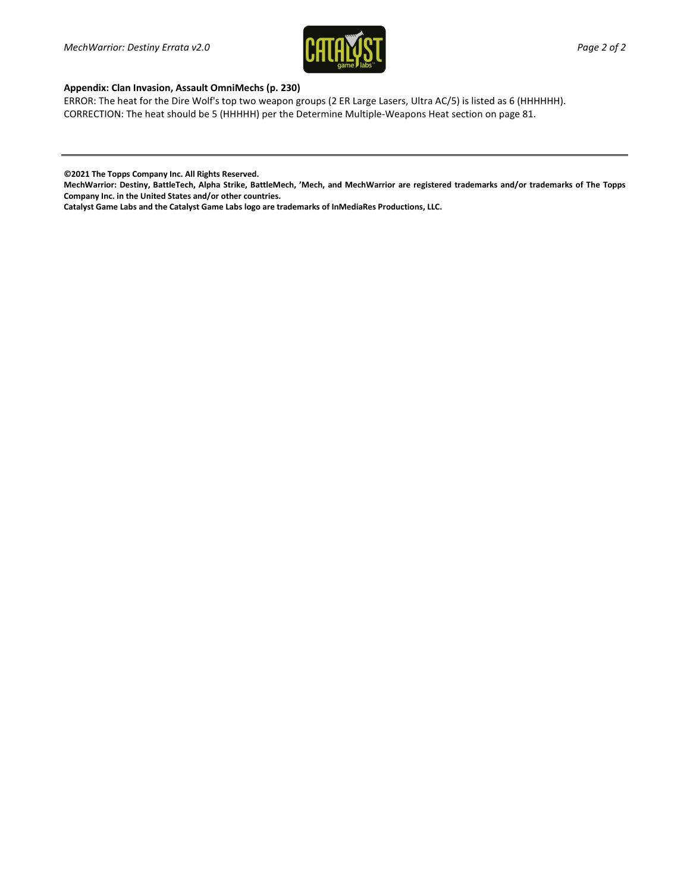**Appendix: Clan Invasion, Assault OmniMechs (p. 230)**

ERROR: The heat for the Dire Wolf's top two weapon groups (2 ER Large Lasers, Ultra AC/5) is listed as 6 (HHHHHH).
CORRECTION: The heat should be 5 (HHHHH) per the Determine Multiple-Weapons Heat section on page 81.

---

**©2021 The Topps Company Inc. All Rights Reserved.**
**MechWarrior: Destiny, BattleTech, Alpha Strike, BattleMech, 'Mech, and MechWarrior are registered trademarks and/or trademarks of The Topps Company Inc. in the United States and/or other countries.**
**Catalyst Game Labs and the Catalyst Game Labs logo are trademarks of InMediaRes Productions, LLC.**